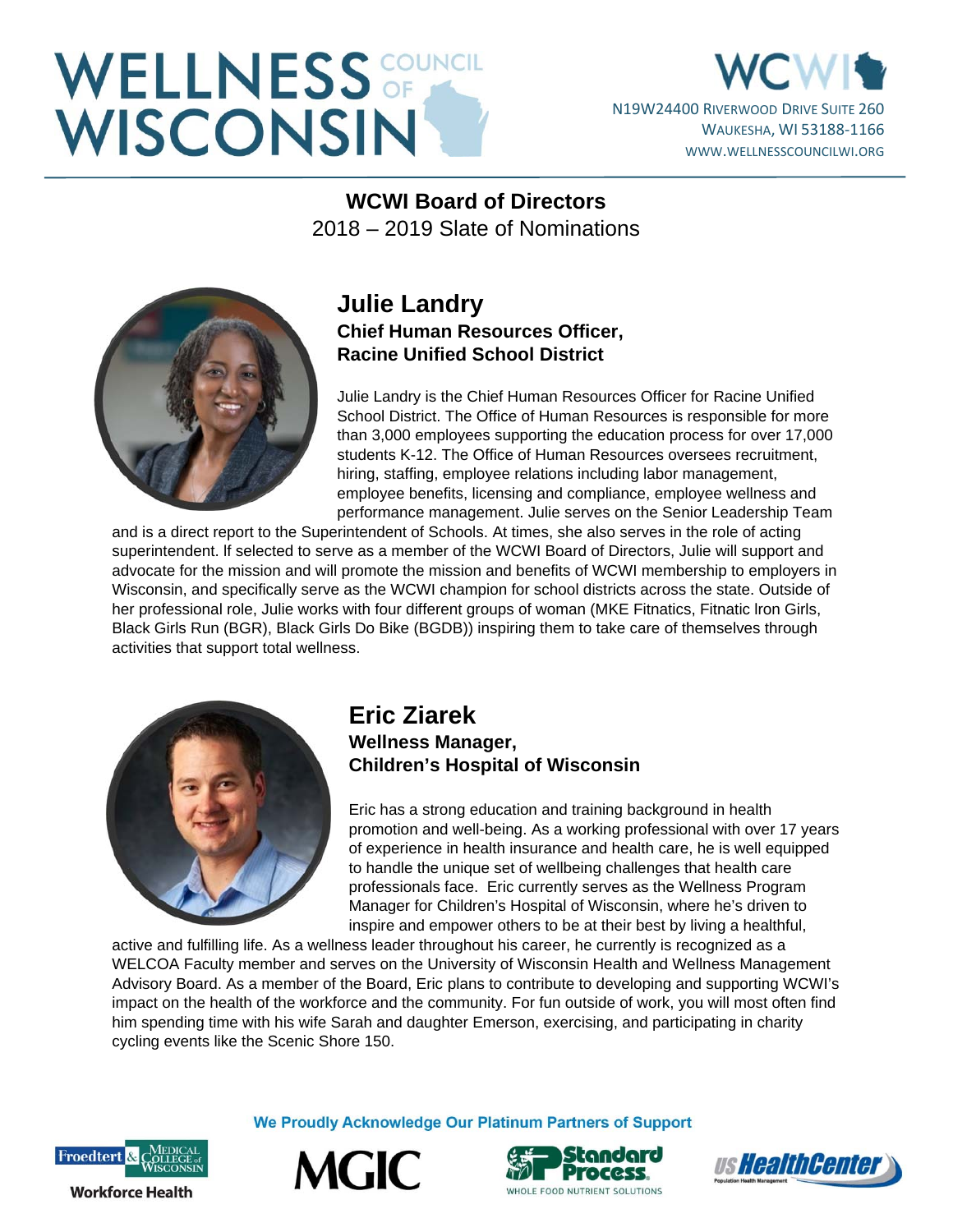# WELLNESS COUNCIL OF WISCONSIN

WCWI

N19W24400 Riverwood Drive Suite 260
Waukesha, WI 53188-1166
www.wellnesscouncilwi.org

## WCWI Board of Directors
2018 – 2019 Slate of Nominations

### Julie Landry
**Chief Human Resources Officer,**
**Racine Unified School District**

Julie Landry is the Chief Human Resources Officer for Racine Unified School District. The Office of Human Resources is responsible for more than 3,000 employees supporting the education process for over 17,000 students K-12. The Office of Human Resources oversees recruitment, hiring, staffing, employee relations including labor management, employee benefits, licensing and compliance, employee wellness and performance management. Julie serves on the Senior Leadership Team and is a direct report to the Superintendent of Schools. At times, she also serves in the role of acting superintendent. If selected to serve as a member of the WCWI Board of Directors, Julie will support and advocate for the mission and will promote the mission and benefits of WCWI membership to employers in Wisconsin, and specifically serve as the WCWI champion for school districts across the state. Outside of her professional role, Julie works with four different groups of woman (MKE Fitnatics, Fitnatic Iron Girls, Black Girls Run (BGR), Black Girls Do Bike (BGDB)) inspiring them to take care of themselves through activities that support total wellness.

### Eric Ziarek
**Wellness Manager,**
**Children's Hospital of Wisconsin**

Eric has a strong education and training background in health promotion and well-being. As a working professional with over 17 years of experience in health insurance and health care, he is well equipped to handle the unique set of wellbeing challenges that health care professionals face. Eric currently serves as the Wellness Program Manager for Children's Hospital of Wisconsin, where he's driven to inspire and empower others to be at their best by living a healthful, active and fulfilling life. As a wellness leader throughout his career, he currently is recognized as a WELCOA Faculty member and serves on the University of Wisconsin Health and Wellness Management Advisory Board. As a member of the Board, Eric plans to contribute to developing and supporting WCWI's impact on the health of the workforce and the community. For fun outside of work, you will most often find him spending time with his wife Sarah and daughter Emerson, exercising, and participating in charity cycling events like the Scenic Shore 150.

**We Proudly Acknowledge Our Platinum Partners of Support**

Froedtert & Medical College of Wisconsin Workforce Health | MGIC | Standard Process – Whole Food Nutrient Solutions | US HealthCenter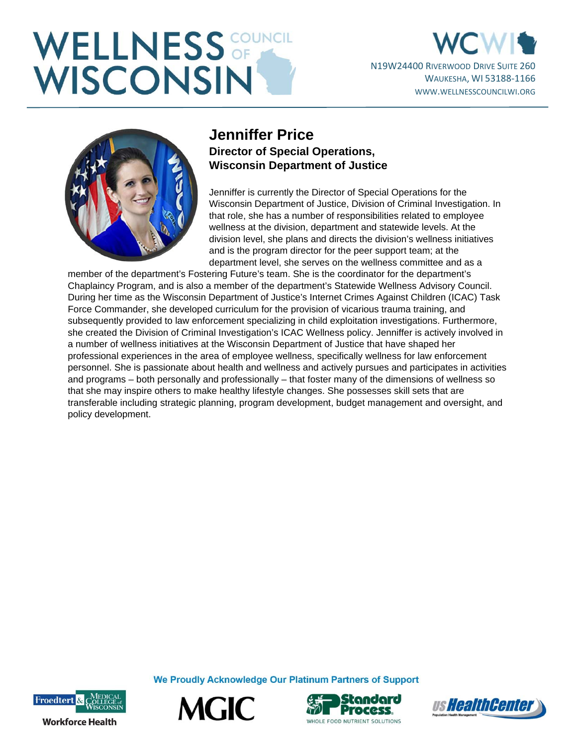# Jenniffer Price

**Director of Special Operations, Wisconsin Department of Justice**

Jenniffer is currently the Director of Special Operations for the Wisconsin Department of Justice, Division of Criminal Investigation. In that role, she has a number of responsibilities related to employee wellness at the division, department and statewide levels. At the division level, she plans and directs the division's wellness initiatives and is the program director for the peer support team; at the department level, she serves on the wellness committee and as a member of the department's Fostering Future's team. She is the coordinator for the department's Chaplaincy Program, and is also a member of the department's Statewide Wellness Advisory Council. During her time as the Wisconsin Department of Justice's Internet Crimes Against Children (ICAC) Task Force Commander, she developed curriculum for the provision of vicarious trauma training, and subsequently provided to law enforcement specializing in child exploitation investigations. Furthermore, she created the Division of Criminal Investigation's ICAC Wellness policy. Jenniffer is actively involved in a number of wellness initiatives at the Wisconsin Department of Justice that have shaped her professional experiences in the area of employee wellness, specifically wellness for law enforcement personnel. She is passionate about health and wellness and actively pursues and participates in activities and programs – both personally and professionally – that foster many of the dimensions of wellness so that she may inspire others to make healthy lifestyle changes. She possesses skill sets that are transferable including strategic planning, program development, budget management and oversight, and policy development.